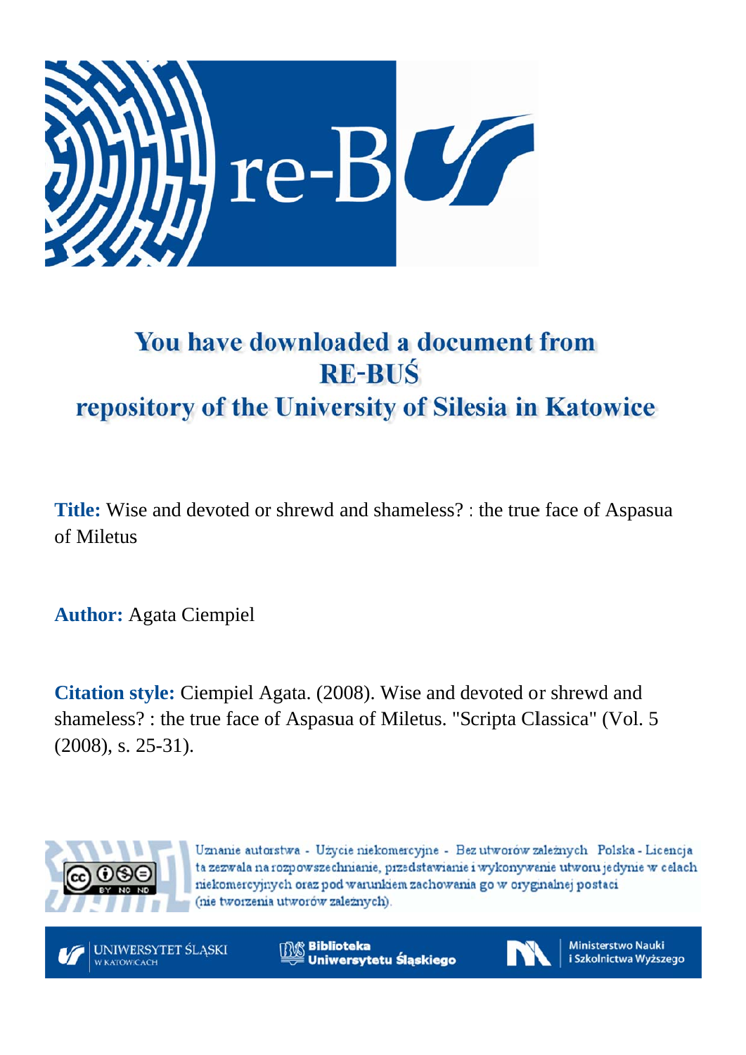# You have downloaded a document from RE-BUŚ repository of the University of Silesia in Katowice

**Title:** Wise and devoted or shrewd and shameless? : the true face of Aspasua of Miletus

**Author:** Agata Ciempiel

**Citation style:** Ciempiel Agata. (2008). Wise and devoted or shrewd and shameless? : the true face of Aspasua of Miletus. "Scripta Classica" (Vol. 5 (2008), s. 25-31).

Uznanie autorstwa - Użycie niekomercyjne - Bez utworów zależnych Polska - Licencja ta zezwala na rozpowszechnianie, przedstawianie i wykonywanie utworu jedynie w celach niekomercyjnych oraz pod warunkiem zachowania go w oryginalnej postaci (nie tworzenia utworów zależnych).

UNIWERSYTET ŚLĄSKI W KATOWICACH

Biblioteka Uniwersytetu Śląskiego

Ministerstwo Nauki i Szkolnictwa Wyższego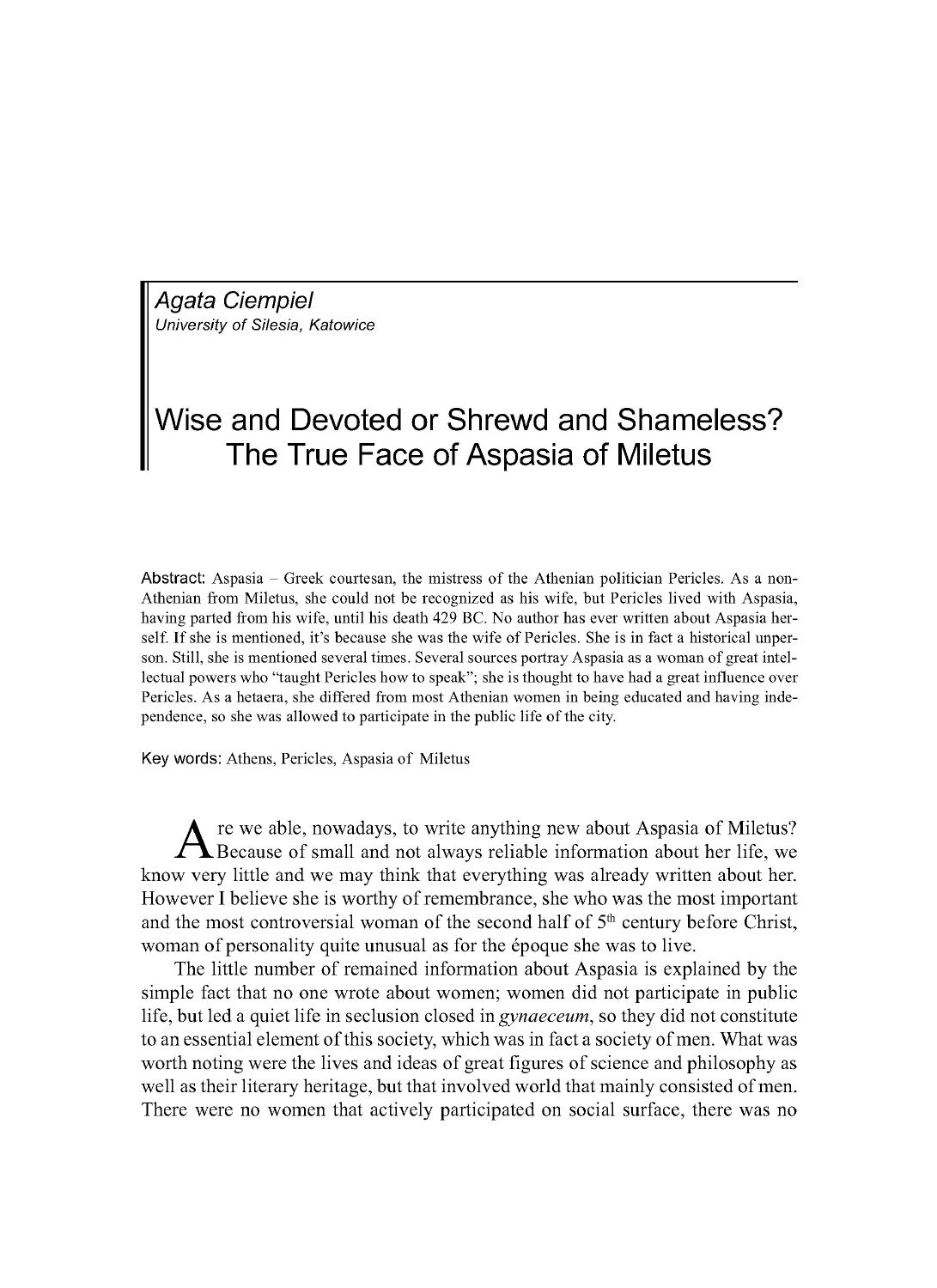*Agata Ciempiel*
*University of Silesia, Katowice*

# Wise and Devoted or Shrewd and Shameless? The True Face of Aspasia of Miletus

**Abstract:** Aspasia – Greek courtesan, the mistress of the Athenian politician Pericles. As a non-Athenian from Miletus, she could not be recognized as his wife, but Pericles lived with Aspasia, having parted from his wife, until his death 429 BC. No author has ever written about Aspasia herself. If she is mentioned, it's because she was the wife of Pericles. She is in fact a historical unperson. Still, she is mentioned several times. Several sources portray Aspasia as a woman of great intellectual powers who "taught Pericles how to speak"; she is thought to have had a great influence over Pericles. As a hetaera, she differed from most Athenian women in being educated and having independence, so she was allowed to participate in the public life of the city.

**Key words:** Athens, Pericles, Aspasia of Miletus

Are we able, nowadays, to write anything new about Aspasia of Miletus? Because of small and not always reliable information about her life, we know very little and we may think that everything was already written about her. However I believe she is worthy of remembrance, she who was the most important and the most controversial woman of the second half of 5th century before Christ, woman of personality quite unusual as for the époque she was to live.

The little number of remained information about Aspasia is explained by the simple fact that no one wrote about women; women did not participate in public life, but led a quiet life in seclusion closed in *gynaeceum*, so they did not constitute to an essential element of this society, which was in fact a society of men. What was worth noting were the lives and ideas of great figures of science and philosophy as well as their literary heritage, but that involved world that mainly consisted of men. There were no women that actively participated on social surface, there was no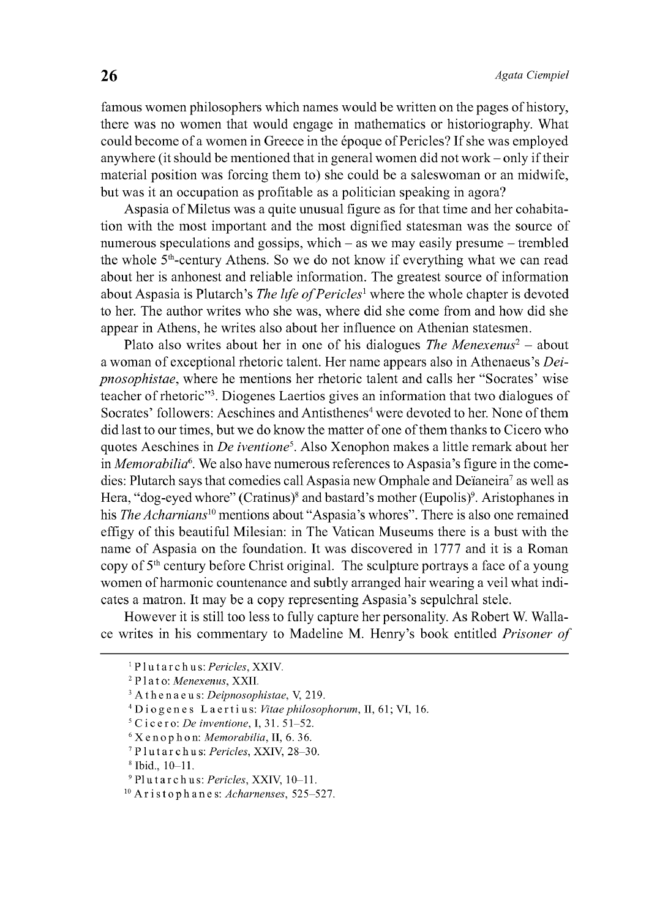famous women philosophers which names would be written on the pages of history, there was no women that would engage in mathematics or historiography. What could become of a women in Greece in the époque of Pericles? If she was employed anywhere (it should be mentioned that in general women did not work – only if their material position was forcing them to) she could be a saleswoman or an midwife, but was it an occupation as profitable as a politician speaking in agora?

Aspasia of Miletus was a quite unusual figure as for that time and her cohabitation with the most important and the most dignified statesman was the source of numerous speculations and gossips, which – as we may easily presume – trembled the whole 5th-century Athens. So we do not know if everything what we can read about her is anhonest and reliable information. The greatest source of information about Aspasia is Plutarch's *The life of Pericles*[1] where the whole chapter is devoted to her. The author writes who she was, where did she come from and how did she appear in Athens, he writes also about her influence on Athenian statesmen.

Plato also writes about her in one of his dialogues *The Menexenus*[2] – about a woman of exceptional rhetoric talent. Her name appears also in Athenaeus's *Deipnosophistae*, where he mentions her rhetoric talent and calls her "Socrates' wise teacher of rhetoric"[3]. Diogenes Laertios gives an information that two dialogues of Socrates' followers: Aeschines and Antisthenes[4] were devoted to her. None of them did last to our times, but we do know the matter of one of them thanks to Cicero who quotes Aeschines in *De iventione*[5]. Also Xenophon makes a little remark about her in *Memorabilia*[6]. We also have numerous references to Aspasia's figure in the comedies: Plutarch says that comedies call Aspasia new Omphale and Deïaneira[7] as well as Hera, "dog-eyed whore" (Cratinus)[8] and bastard's mother (Eupolis)[9]. Aristophanes in his *The Acharnians*[10] mentions about "Aspasia's whores". There is also one remained effigy of this beautiful Milesian: in The Vatican Museums there is a bust with the name of Aspasia on the foundation. It was discovered in 1777 and it is a Roman copy of 5th century before Christ original. The sculpture portrays a face of a young women of harmonic countenance and subtly arranged hair wearing a veil what indicates a matron. It may be a copy representing Aspasia's sepulchral stele.

However it is still too less to fully capture her personality. As Robert W. Wallace writes in his commentary to Madeline M. Henry's book entitled *Prisoner of*

---

[1] Plutarchus: *Pericles*, XXIV.

[2] Plato: *Menexenus*, XXII.

[3] Athenaeus: *Deipnosophistae*, V, 219.

[4] Diogenes Laertius: *Vitae philosophorum*, II, 61; VI, 16.

[5] Cicero: *De inventione*, I, 31. 51–52.

[6] Xenophon: *Memorabilia*, II, 6. 36.

[7] Plutarchus: *Pericles*, XXIV, 28–30.

[8] Ibid., 10–11.

[9] Plutarchus: *Pericles*, XXIV, 10–11.

[10] Aristophanes: *Acharnenses*, 525–527.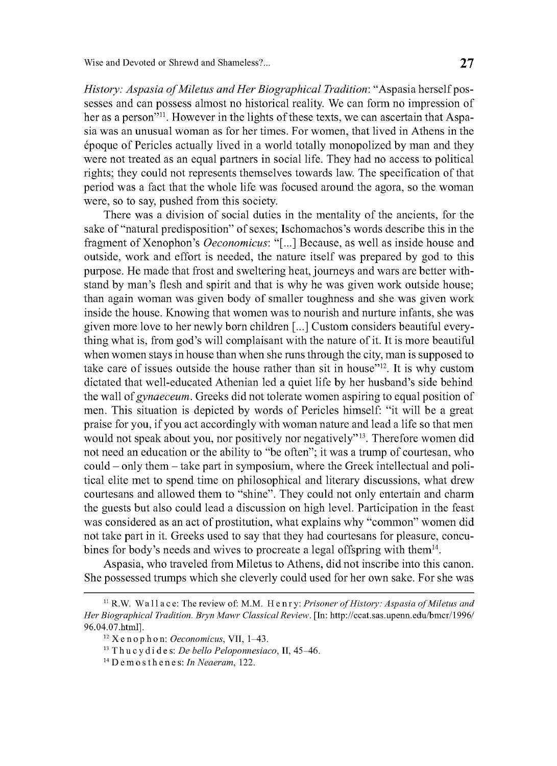*History: Aspasia of Miletus and Her Biographical Tradition*: "Aspasia herself possesses and can possess almost no historical reality. We can form no impression of her as a person"[11]. However in the lights of these texts, we can ascertain that Aspasia was an unusual woman as for her times. For women, that lived in Athens in the époque of Pericles actually lived in a world totally monopolized by man and they were not treated as an equal partners in social life. They had no access to political rights; they could not represents themselves towards law. The specification of that period was a fact that the whole life was focused around the agora, so the woman were, so to say, pushed from this society.

There was a division of social duties in the mentality of the ancients, for the sake of "natural predisposition" of sexes; Ischomachos's words describe this in the fragment of Xenophon's *Oeconomicus*: "[...] Because, as well as inside house and outside, work and effort is needed, the nature itself was prepared by god to this purpose. He made that frost and sweltering heat, journeys and wars are better withstand by man's flesh and spirit and that is why he was given work outside house; than again woman was given body of smaller toughness and she was given work inside the house. Knowing that women was to nourish and nurture infants, she was given more love to her newly born children [...] Custom considers beautiful everything what is, from god's will complaisant with the nature of it. It is more beautiful when women stays in house than when she runs through the city, man is supposed to take care of issues outside the house rather than sit in house"[12]. It is why custom dictated that well-educated Athenian led a quiet life by her husband's side behind the wall of *gynaeceum*. Greeks did not tolerate women aspiring to equal position of men. This situation is depicted by words of Pericles himself: "it will be a great praise for you, if you act accordingly with woman nature and lead a life so that men would not speak about you, nor positively nor negatively"[13]. Therefore women did not need an education or the ability to "be often"; it was a trump of courtesan, who could – only them – take part in symposium, where the Greek intellectual and political elite met to spend time on philosophical and literary discussions, what drew courtesans and allowed them to "shine". They could not only entertain and charm the guests but also could lead a discussion on high level. Participation in the feast was considered as an act of prostitution, what explains why "common" women did not take part in it. Greeks used to say that they had courtesans for pleasure, concubines for body's needs and wives to procreate a legal offspring with them[14].

Aspasia, who traveled from Miletus to Athens, did not inscribe into this canon. She possessed trumps which she cleverly could used for her own sake. For she was

---

[11] R.W. Wallace: The review of: M.M. Henry: *Prisoner of History: Aspasia of Miletus and Her Biographical Tradition. Bryn Mawr Classical Review*. [In: http://ccat.sas.upenn.edu/bmcr/1996/96.04.07.html].

[12] Xenophon: *Oeconomicus*, VII, 1–43.

[13] Thucydides: *De bello Peloponnesiaco*, II, 45–46.

[14] Demosthenes: *In Neaeram*, 122.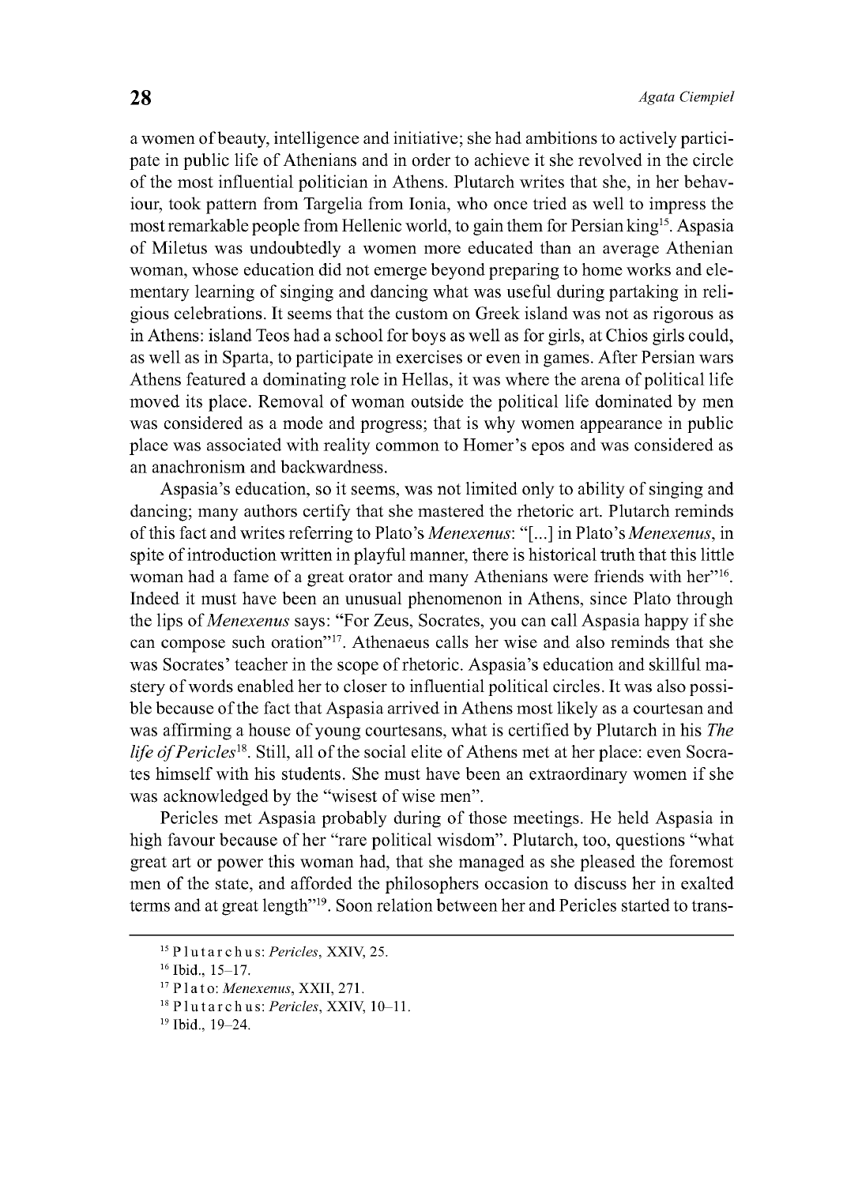a women of beauty, intelligence and initiative; she had ambitions to actively participate in public life of Athenians and in order to achieve it she revolved in the circle of the most influential politician in Athens. Plutarch writes that she, in her behaviour, took pattern from Targelia from Ionia, who once tried as well to impress the most remarkable people from Hellenic world, to gain them for Persian king[15]. Aspasia of Miletus was undoubtedly a women more educated than an average Athenian woman, whose education did not emerge beyond preparing to home works and elementary learning of singing and dancing what was useful during partaking in religious celebrations. It seems that the custom on Greek island was not as rigorous as in Athens: island Teos had a school for boys as well as for girls, at Chios girls could, as well as in Sparta, to participate in exercises or even in games. After Persian wars Athens featured a dominating role in Hellas, it was where the arena of political life moved its place. Removal of woman outside the political life dominated by men was considered as a mode and progress; that is why women appearance in public place was associated with reality common to Homer's epos and was considered as an anachronism and backwardness.

Aspasia's education, so it seems, was not limited only to ability of singing and dancing; many authors certify that she mastered the rhetoric art. Plutarch reminds of this fact and writes referring to Plato's *Menexenus*: "[...] in Plato's *Menexenus*, in spite of introduction written in playful manner, there is historical truth that this little woman had a fame of a great orator and many Athenians were friends with her"[16]. Indeed it must have been an unusual phenomenon in Athens, since Plato through the lips of *Menexenus* says: "For Zeus, Socrates, you can call Aspasia happy if she can compose such oration"[17]. Athenaeus calls her wise and also reminds that she was Socrates' teacher in the scope of rhetoric. Aspasia's education and skillful mastery of words enabled her to closer to influential political circles. It was also possible because of the fact that Aspasia arrived in Athens most likely as a courtesan and was affirming a house of young courtesans, what is certified by Plutarch in his *The life óf Pericles*[18]. Still, all of the social elite of Athens met at her place: even Socrates himself with his students. She must have been an extraordinary women if she was acknowledged by the "wisest of wise men".

Pericles met Aspasia probably during of those meetings. He held Aspasia in high favour because of her "rare political wisdom". Plutarch, too, questions "what great art or power this woman had, that she managed as she pleased the foremost men of the state, and afforded the philosophers occasion to discuss her in exalted terms and at great length"[19]. Soon relation between her and Pericles started to trans-

---

[15] Plutarchus: *Pericles*, XXIV, 25.

[16] Ibid., 15–17.

[17] Plato: *Menexenus*, XXII, 271.

[18] Plutarchus: *Pericles*, XXIV, 10–11.

[19] Ibid., 19–24.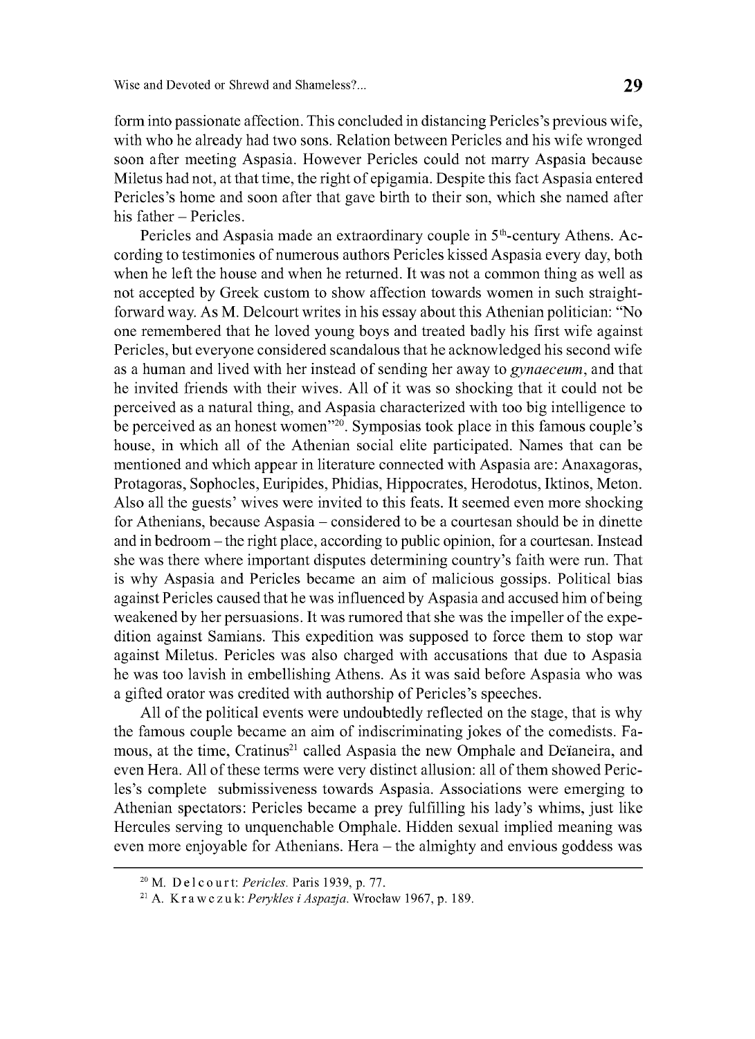form into passionate affection. This concluded in distancing Pericles's previous wife, with who he already had two sons. Relation between Pericles and his wife wronged soon after meeting Aspasia. However Pericles could not marry Aspasia because Miletus had not, at that time, the right of epigamia. Despite this fact Aspasia entered Pericles's home and soon after that gave birth to their son, which she named after his father – Pericles.

Pericles and Aspasia made an extraordinary couple in 5th-century Athens. According to testimonies of numerous authors Pericles kissed Aspasia every day, both when he left the house and when he returned. It was not a common thing as well as not accepted by Greek custom to show affection towards women in such straightforward way. As M. Delcourt writes in his essay about this Athenian politician: "No one remembered that he loved young boys and treated badly his first wife against Pericles, but everyone considered scandalous that he acknowledged his second wife as a human and lived with her instead of sending her away to *gynaeceum*, and that he invited friends with their wives. All of it was so shocking that it could not be perceived as a natural thing, and Aspasia characterized with too big intelligence to be perceived as an honest women"[20]. Symposias took place in this famous couple's house, in which all of the Athenian social elite participated. Names that can be mentioned and which appear in literature connected with Aspasia are: Anaxagoras, Protagoras, Sophocles, Euripides, Phidias, Hippocrates, Herodotus, Iktinos, Meton. Also all the guests' wives were invited to this feats. It seemed even more shocking for Athenians, because Aspasia – considered to be a courtesan should be in dinette and in bedroom – the right place, according to public opinion, for a courtesan. Instead she was there where important disputes determining country's faith were run. That is why Aspasia and Pericles became an aim of malicious gossips. Political bias against Pericles caused that he was influenced by Aspasia and accused him of being weakened by her persuasions. It was rumored that she was the impeller of the expedition against Samians. This expedition was supposed to force them to stop war against Miletus. Pericles was also charged with accusations that due to Aspasia he was too lavish in embellishing Athens. As it was said before Aspasia who was a gifted orator was credited with authorship of Pericles's speeches.

All of the political events were undoubtedly reflected on the stage, that is why the famous couple became an aim of indiscriminating jokes of the comedists. Famous, at the time, Cratinus[21] called Aspasia the new Omphale and Deïaneira, and even Hera. All of these terms were very distinct allusion: all of them showed Pericles's complete submissiveness towards Aspasia. Associations were emerging to Athenian spectators: Pericles became a prey fulfilling his lady's whims, just like Hercules serving to unquenchable Omphale. Hidden sexual implied meaning was even more enjoyable for Athenians. Hera – the almighty and envious goddess was

---

[20] M. Delcourt: *Pericles*. Paris 1939, p. 77.

[21] A. Krawczuk: *Perykles i Aspazja*. Wrocław 1967, p. 189.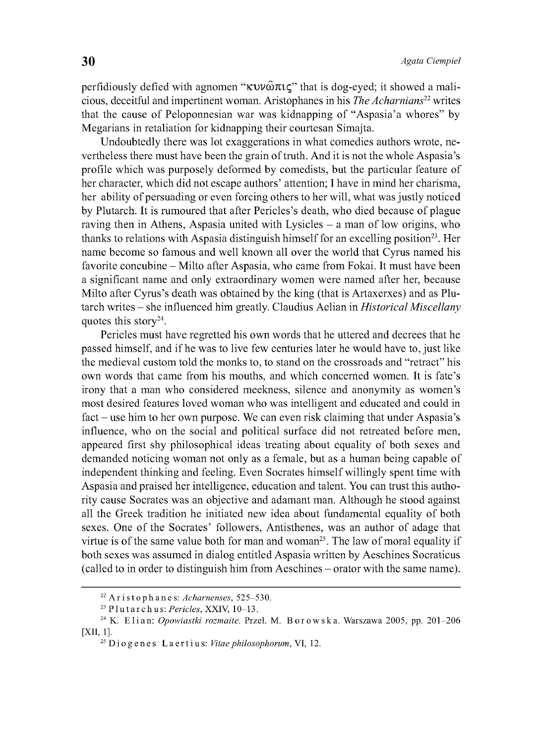perfidiously defied with agnomen "κυνῶπις" that is dog-eyed; it showed a malicious, deceitful and impertinent woman. Aristophanes in his *The Acharnians*[22] writes that the cause of Peloponnesian war was kidnapping of "Aspasia'a whores" by Megarians in retaliation for kidnapping their courtesan Simajta.

Undoubtedly there was lot exaggerations in what comedies authors wrote, nevertheless there must have been the grain of truth. And it is not the whole Aspasia's profile which was purposely deformed by comedists, but the particular feature of her character, which did not escape authors' attention; I have in mind her charisma, her ability of persuading or even forcing others to her will, what was justly noticed by Plutarch. It is rumoured that after Pericles's death, who died because of plague raving then in Athens, Aspasia united with Lysicles – a man of low origins, who thanks to relations with Aspasia distinguish himself for an excelling position[23]. Her name become so famous and well known all over the world that Cyrus named his favorite concubine – Milto after Aspasia, who came from Fokai. It must have been a significant name and only extraordinary women were named after her, because Milto after Cyrus's death was obtained by the king (that is Artaxerxes) and as Plutarch writes – she influenced him greatly. Claudius Aelian in *Historical Miscellany* quotes this story[24].

Pericles must have regretted his own words that he uttered and decrees that he passed himself, and if he was to live few centuries later he would have to, just like the medieval custom told the monks to, to stand on the crossroads and "retract" his own words that came from his mouths, and which concerned women. It is fate's irony that a man who considered meekness, silence and anonymity as women's most desired features loved woman who was intelligent and educated and could in fact – use him to her own purpose. We can even risk claiming that under Aspasia's influence, who on the social and political surface did not retreated before men, appeared first shy philosophical ideas treating about equality of both sexes and demanded noticing woman not only as a female, but as a human being capable of independent thinking and feeling. Even Socrates himself willingly spent time with Aspasia and praised her intelligence, education and talent. You can trust this authority cause Socrates was an objective and adamant man. Although he stood against all the Greek tradition he initiated new idea about fundamental equality of both sexes. One of the Socrates' followers, Antisthenes, was an author of adage that virtue is of the same value both for man and woman[25]. The law of moral equality if both sexes was assumed in dialog entitled Aspasia written by Aeschines Socraticus (called to in order to distinguish him from Aeschines – orator with the same name).

---

[22] Aristophanes: *Acharnenses*, 525–530.

[23] Plutarchus: *Pericles*, XXIV, 10–13.

[24] K. Elian: *Opowiastki rozmaite*. Przeł. M. Borowska. Warszawa 2005, pp. 201–206 [XII, 1].

[25] Diogenes Laertius: *Vitae philosophorum*, VI, 12.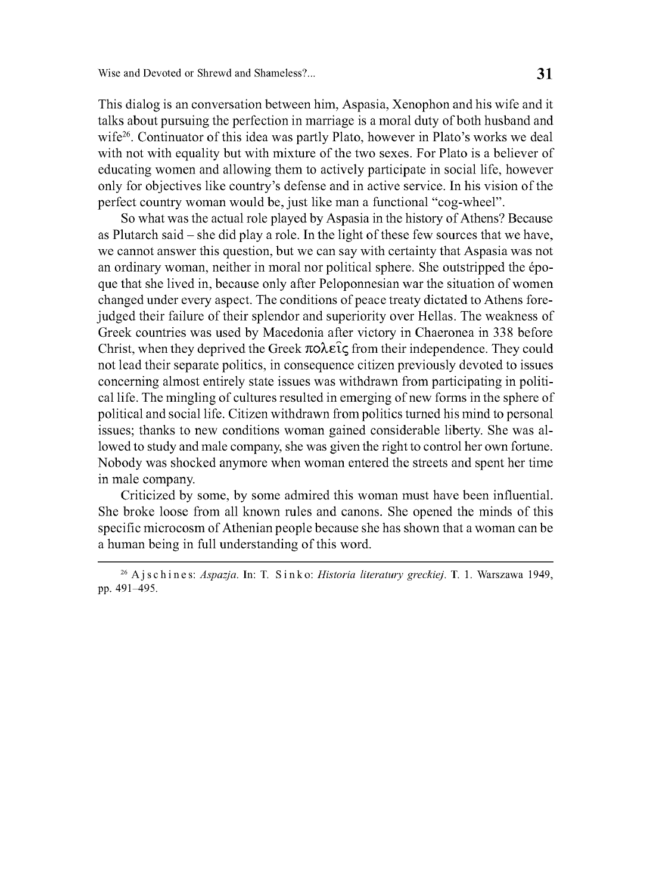This dialog is an conversation between him, Aspasia, Xenophon and his wife and it talks about pursuing the perfection in marriage is a moral duty of both husband and wife[26]. Continuator of this idea was partly Plato, however in Plato's works we deal with not with equality but with mixture of the two sexes. For Plato is a believer of educating women and allowing them to actively participate in social life, however only for objectives like country's defense and in active service. In his vision of the perfect country woman would be, just like man a functional "cog-wheel".

So what was the actual role played by Aspasia in the history of Athens? Because as Plutarch said – she did play a role. In the light of these few sources that we have, we cannot answer this question, but we can say with certainty that Aspasia was not an ordinary woman, neither in moral nor political sphere. She outstripped the époque that she lived in, because only after Peloponnesian war the situation of women changed under every aspect. The conditions of peace treaty dictated to Athens forejudged their failure of their splendor and superiority over Hellas. The weakness of Greek countries was used by Macedonia after victory in Chaeronea in 338 before Christ, when they deprived the Greek πολεῖς from their independence. They could not lead their separate politics, in consequence citizen previously devoted to issues concerning almost entirely state issues was withdrawn from participating in political life. The mingling of cultures resulted in emerging of new forms in the sphere of political and social life. Citizen withdrawn from politics turned his mind to personal issues; thanks to new conditions woman gained considerable liberty. She was allowed to study and male company, she was given the right to control her own fortune. Nobody was shocked anymore when woman entered the streets and spent her time in male company.

Criticized by some, by some admired this woman must have been influential. She broke loose from all known rules and canons. She opened the minds of this specific microcosm of Athenian people because she has shown that a woman can be a human being in full understanding of this word.

---

[26] Ajschines: *Aspazja*. In: T. Sinko: *Historia literatury greckiej*. T. 1. Warszawa 1949, pp. 491–495.